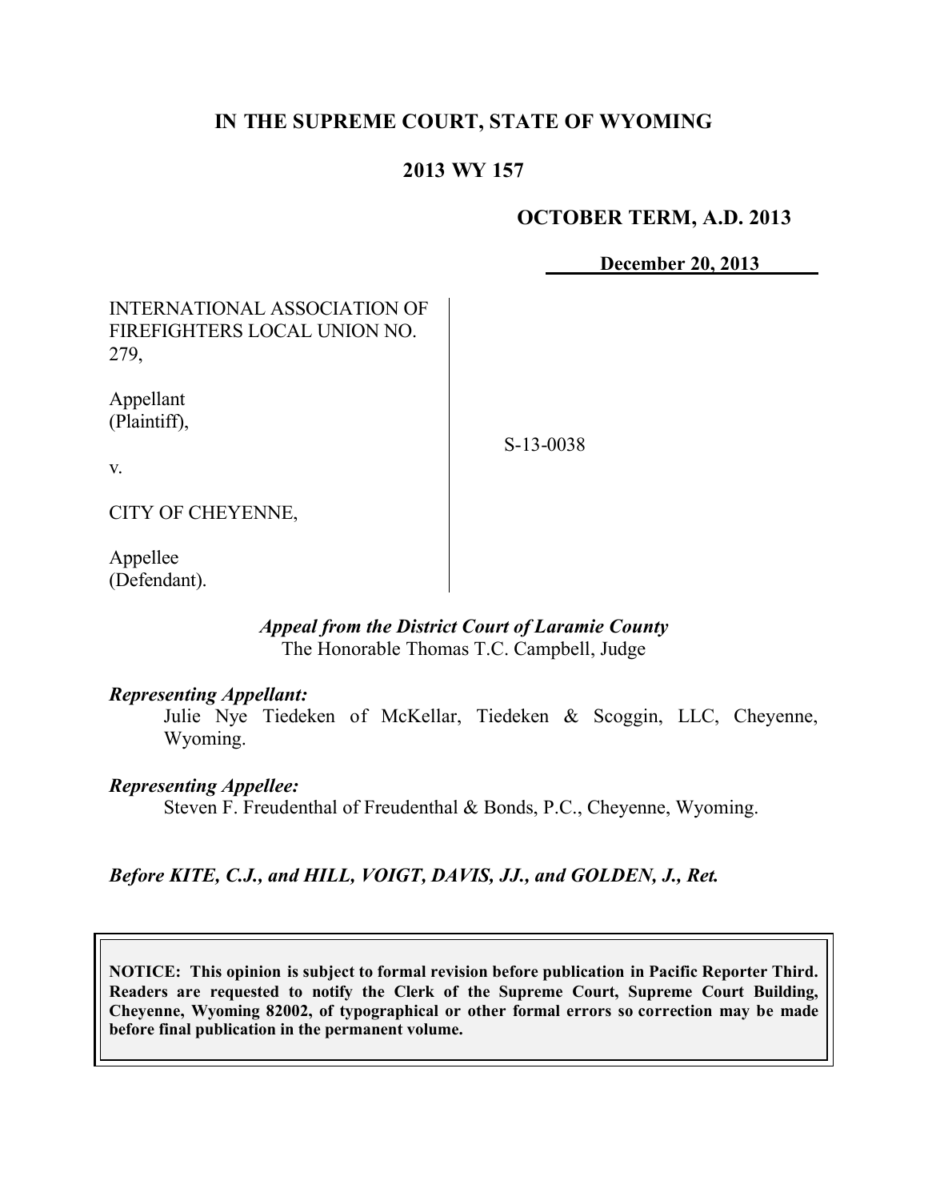# IN THE SUPREME COURT, STATE OF WYOMING

## 2013 WY 157

**OCTOBER TERM, A.D. 2013**

**December 20, 2013**

| | |
|---|---|
| INTERNATIONAL ASSOCIATION OF FIREFIGHTERS LOCAL UNION NO. 279,<br><br>Appellant (Plaintiff),<br><br>v.<br><br>CITY OF CHEYENNE,<br><br>Appellee (Defendant). | S-13-0038 |

*Appeal from the District Court of Laramie County*
The Honorable Thomas T.C. Campbell, Judge

***Representing Appellant:***
Julie Nye Tiedeken of McKellar, Tiedeken & Scoggin, LLC, Cheyenne, Wyoming.

***Representing Appellee:***
Steven F. Freudenthal of Freudenthal & Bonds, P.C., Cheyenne, Wyoming.

***Before KITE, C.J., and HILL, VOIGT, DAVIS, JJ., and GOLDEN, J., Ret.***

**NOTICE: This opinion is subject to formal revision before publication in Pacific Reporter Third. Readers are requested to notify the Clerk of the Supreme Court, Supreme Court Building, Cheyenne, Wyoming 82002, of typographical or other formal errors so correction may be made before final publication in the permanent volume.**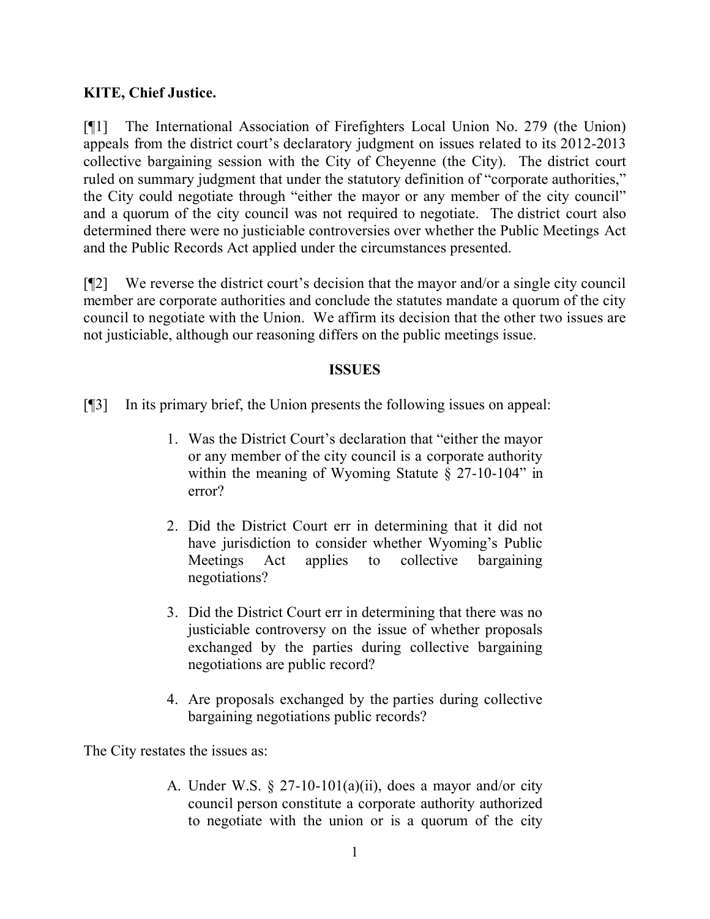**KITE, Chief Justice.**

[¶1] The International Association of Firefighters Local Union No. 279 (the Union) appeals from the district court's declaratory judgment on issues related to its 2012-2013 collective bargaining session with the City of Cheyenne (the City). The district court ruled on summary judgment that under the statutory definition of "corporate authorities," the City could negotiate through "either the mayor or any member of the city council" and a quorum of the city council was not required to negotiate. The district court also determined there were no justiciable controversies over whether the Public Meetings Act and the Public Records Act applied under the circumstances presented.

[¶2] We reverse the district court's decision that the mayor and/or a single city council member are corporate authorities and conclude the statutes mandate a quorum of the city council to negotiate with the Union. We affirm its decision that the other two issues are not justiciable, although our reasoning differs on the public meetings issue.

## ISSUES

[¶3] In its primary brief, the Union presents the following issues on appeal:

> 1. Was the District Court's declaration that "either the mayor or any member of the city council is a corporate authority within the meaning of Wyoming Statute § 27-10-104" in error?
>
> 2. Did the District Court err in determining that it did not have jurisdiction to consider whether Wyoming's Public Meetings Act applies to collective bargaining negotiations?
>
> 3. Did the District Court err in determining that there was no justiciable controversy on the issue of whether proposals exchanged by the parties during collective bargaining negotiations are public record?
>
> 4. Are proposals exchanged by the parties during collective bargaining negotiations public records?

The City restates the issues as:

> A. Under W.S. § 27-10-101(a)(ii), does a mayor and/or city council person constitute a corporate authority authorized to negotiate with the union or is a quorum of the city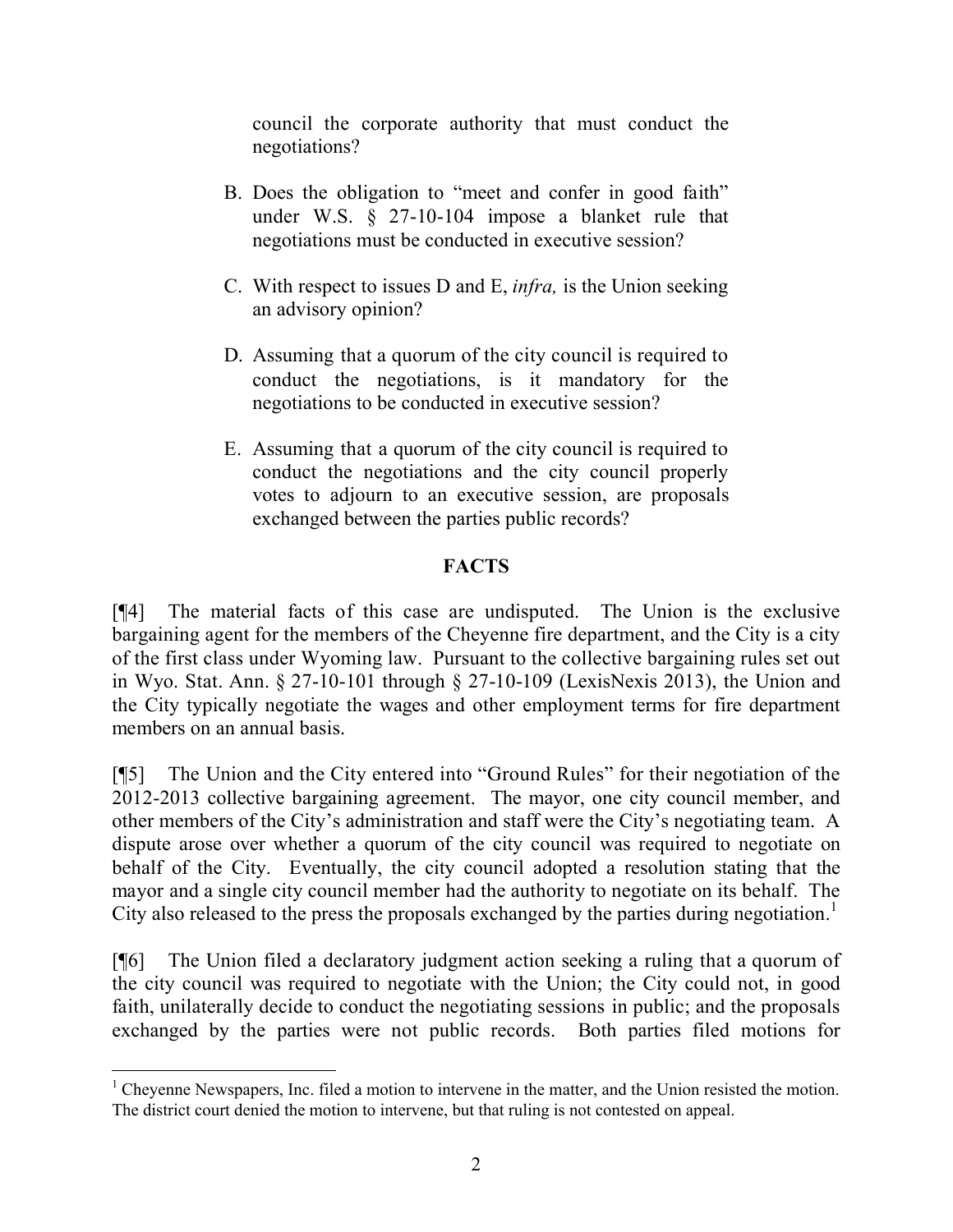council the corporate authority that must conduct the negotiations?

B. Does the obligation to "meet and confer in good faith" under W.S. § 27-10-104 impose a blanket rule that negotiations must be conducted in executive session?

C. With respect to issues D and E, *infra,* is the Union seeking an advisory opinion?

D. Assuming that a quorum of the city council is required to conduct the negotiations, is it mandatory for the negotiations to be conducted in executive session?

E. Assuming that a quorum of the city council is required to conduct the negotiations and the city council properly votes to adjourn to an executive session, are proposals exchanged between the parties public records?

## FACTS

[¶4] The material facts of this case are undisputed. The Union is the exclusive bargaining agent for the members of the Cheyenne fire department, and the City is a city of the first class under Wyoming law. Pursuant to the collective bargaining rules set out in Wyo. Stat. Ann. § 27-10-101 through § 27-10-109 (LexisNexis 2013), the Union and the City typically negotiate the wages and other employment terms for fire department members on an annual basis.

[¶5] The Union and the City entered into "Ground Rules" for their negotiation of the 2012-2013 collective bargaining agreement. The mayor, one city council member, and other members of the City's administration and staff were the City's negotiating team. A dispute arose over whether a quorum of the city council was required to negotiate on behalf of the City. Eventually, the city council adopted a resolution stating that the mayor and a single city council member had the authority to negotiate on its behalf. The City also released to the press the proposals exchanged by the parties during negotiation.[1]

[¶6] The Union filed a declaratory judgment action seeking a ruling that a quorum of the city council was required to negotiate with the Union; the City could not, in good faith, unilaterally decide to conduct the negotiating sessions in public; and the proposals exchanged by the parties were not public records. Both parties filed motions for

[1] Cheyenne Newspapers, Inc. filed a motion to intervene in the matter, and the Union resisted the motion. The district court denied the motion to intervene, but that ruling is not contested on appeal.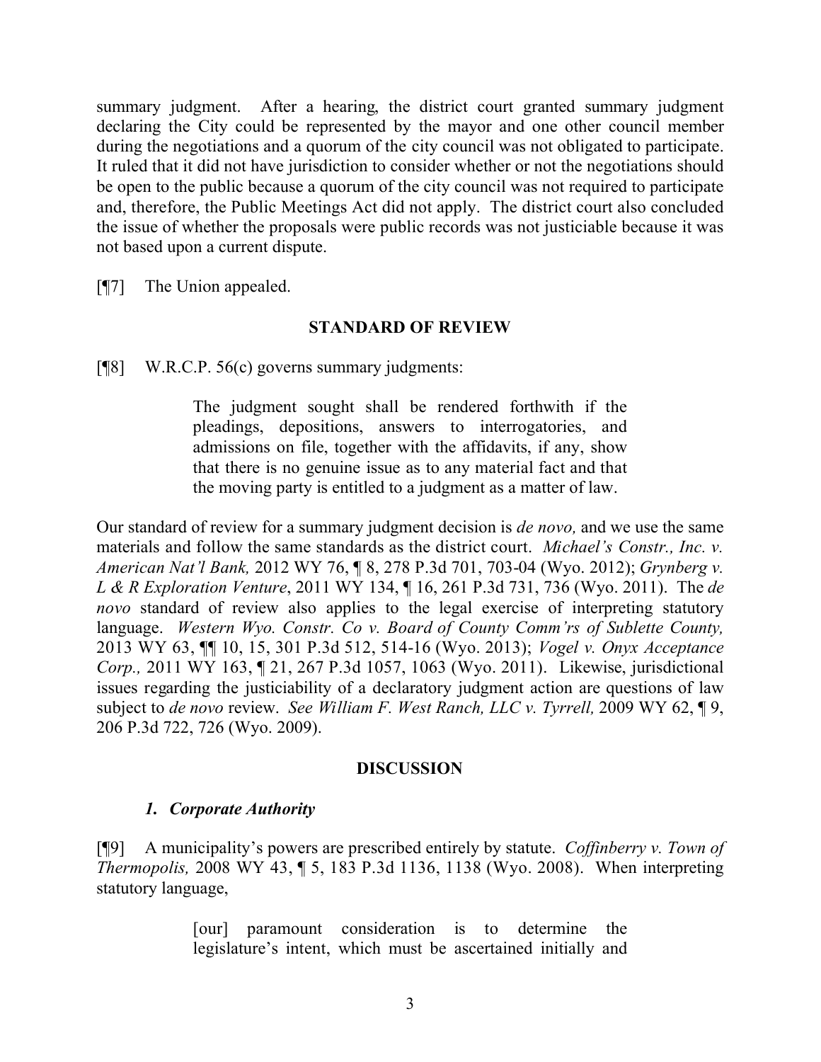summary judgment. After a hearing, the district court granted summary judgment declaring the City could be represented by the mayor and one other council member during the negotiations and a quorum of the city council was not obligated to participate. It ruled that it did not have jurisdiction to consider whether or not the negotiations should be open to the public because a quorum of the city council was not required to participate and, therefore, the Public Meetings Act did not apply. The district court also concluded the issue of whether the proposals were public records was not justiciable because it was not based upon a current dispute.

[¶7] The Union appealed.

## STANDARD OF REVIEW

[¶8] W.R.C.P. 56(c) governs summary judgments:

> The judgment sought shall be rendered forthwith if the pleadings, depositions, answers to interrogatories, and admissions on file, together with the affidavits, if any, show that there is no genuine issue as to any material fact and that the moving party is entitled to a judgment as a matter of law.

Our standard of review for a summary judgment decision is *de novo,* and we use the same materials and follow the same standards as the district court. *Michael's Constr., Inc. v. American Nat'l Bank,* 2012 WY 76, ¶ 8, 278 P.3d 701, 703-04 (Wyo. 2012); *Grynberg v. L & R Exploration Venture*, 2011 WY 134, ¶ 16, 261 P.3d 731, 736 (Wyo. 2011). The *de novo* standard of review also applies to the legal exercise of interpreting statutory language. *Western Wyo. Constr. Co v. Board of County Comm'rs of Sublette County,* 2013 WY 63, ¶¶ 10, 15, 301 P.3d 512, 514-16 (Wyo. 2013); *Vogel v. Onyx Acceptance Corp.,* 2011 WY 163, ¶ 21, 267 P.3d 1057, 1063 (Wyo. 2011). Likewise, jurisdictional issues regarding the justiciability of a declaratory judgment action are questions of law subject to *de novo* review. *See William F. West Ranch, LLC v. Tyrrell,* 2009 WY 62, ¶ 9, 206 P.3d 722, 726 (Wyo. 2009).

## DISCUSSION

### *1. Corporate Authority*

[¶9] A municipality's powers are prescribed entirely by statute. *Coffinberry v. Town of Thermopolis,* 2008 WY 43, ¶ 5, 183 P.3d 1136, 1138 (Wyo. 2008). When interpreting statutory language,

> [our] paramount consideration is to determine the legislature's intent, which must be ascertained initially and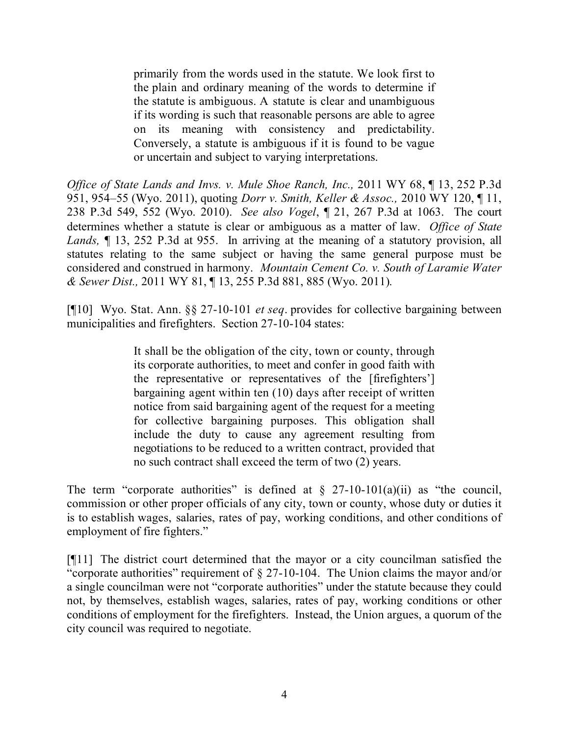> primarily from the words used in the statute. We look first to the plain and ordinary meaning of the words to determine if the statute is ambiguous. A statute is clear and unambiguous if its wording is such that reasonable persons are able to agree on its meaning with consistency and predictability. Conversely, a statute is ambiguous if it is found to be vague or uncertain and subject to varying interpretations.

*Office of State Lands and Invs. v. Mule Shoe Ranch, Inc.,* 2011 WY 68, ¶ 13, 252 P.3d 951, 954–55 (Wyo. 2011), quoting *Dorr v. Smith, Keller & Assoc.,* 2010 WY 120, ¶ 11, 238 P.3d 549, 552 (Wyo. 2010). *See also Vogel*, ¶ 21, 267 P.3d at 1063. The court determines whether a statute is clear or ambiguous as a matter of law. *Office of State Lands,* ¶ 13, 252 P.3d at 955. In arriving at the meaning of a statutory provision, all statutes relating to the same subject or having the same general purpose must be considered and construed in harmony. *Mountain Cement Co. v. South of Laramie Water & Sewer Dist.,* 2011 WY 81, ¶ 13, 255 P.3d 881, 885 (Wyo. 2011).

[¶10] Wyo. Stat. Ann. §§ 27-10-101 *et seq*. provides for collective bargaining between municipalities and firefighters. Section 27-10-104 states:

> It shall be the obligation of the city, town or county, through its corporate authorities, to meet and confer in good faith with the representative or representatives of the [firefighters'] bargaining agent within ten (10) days after receipt of written notice from said bargaining agent of the request for a meeting for collective bargaining purposes. This obligation shall include the duty to cause any agreement resulting from negotiations to be reduced to a written contract, provided that no such contract shall exceed the term of two (2) years.

The term "corporate authorities" is defined at § 27-10-101(a)(ii) as "the council, commission or other proper officials of any city, town or county, whose duty or duties it is to establish wages, salaries, rates of pay, working conditions, and other conditions of employment of fire fighters."

[¶11] The district court determined that the mayor or a city councilman satisfied the "corporate authorities" requirement of § 27-10-104. The Union claims the mayor and/or a single councilman were not "corporate authorities" under the statute because they could not, by themselves, establish wages, salaries, rates of pay, working conditions or other conditions of employment for the firefighters. Instead, the Union argues, a quorum of the city council was required to negotiate.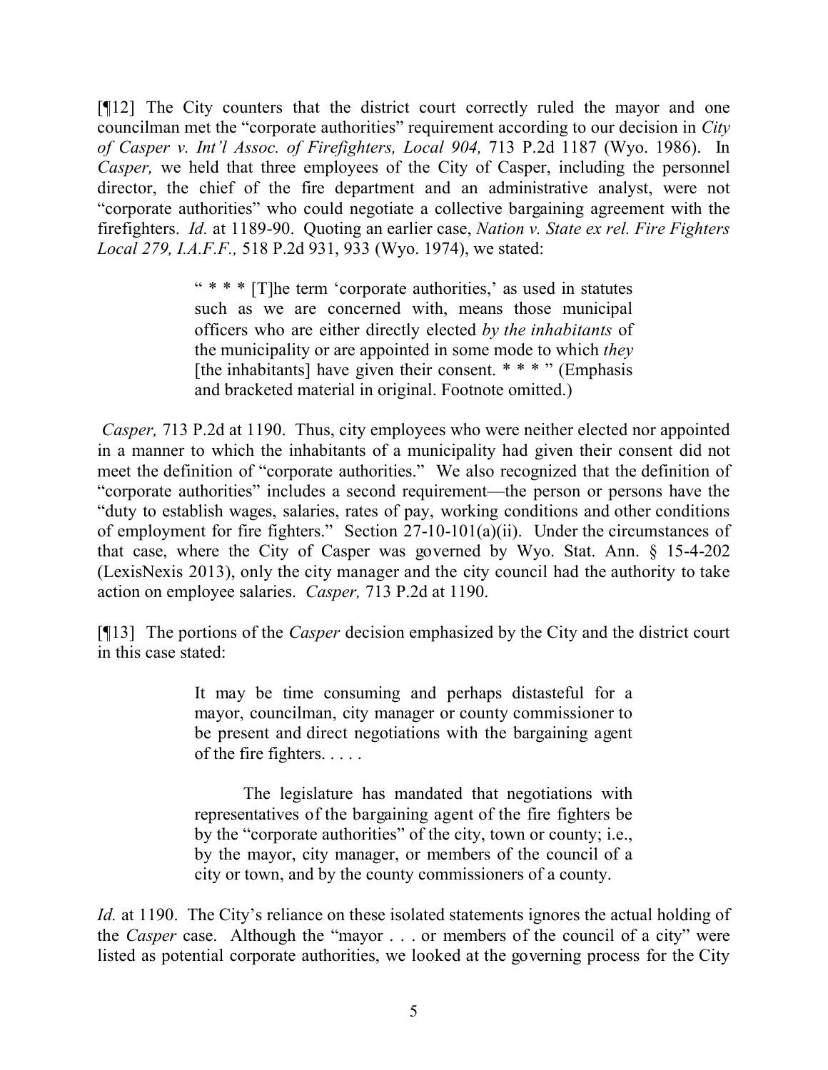[¶12] The City counters that the district court correctly ruled the mayor and one councilman met the "corporate authorities" requirement according to our decision in *City of Casper v. Int'l Assoc. of Firefighters, Local 904,* 713 P.2d 1187 (Wyo. 1986). In *Casper,* we held that three employees of the City of Casper, including the personnel director, the chief of the fire department and an administrative analyst, were not "corporate authorities" who could negotiate a collective bargaining agreement with the firefighters. *Id.* at 1189-90. Quoting an earlier case, *Nation v. State ex rel. Fire Fighters Local 279, I.A.F.F.,* 518 P.2d 931, 933 (Wyo. 1974), we stated:

> " * * * [T]he term 'corporate authorities,' as used in statutes such as we are concerned with, means those municipal officers who are either directly elected *by the inhabitants* of the municipality or are appointed in some mode to which *they* [the inhabitants] have given their consent. * * * " (Emphasis and bracketed material in original. Footnote omitted.)

*Casper,* 713 P.2d at 1190. Thus, city employees who were neither elected nor appointed in a manner to which the inhabitants of a municipality had given their consent did not meet the definition of "corporate authorities." We also recognized that the definition of "corporate authorities" includes a second requirement—the person or persons have the "duty to establish wages, salaries, rates of pay, working conditions and other conditions of employment for fire fighters." Section 27-10-101(a)(ii). Under the circumstances of that case, where the City of Casper was governed by Wyo. Stat. Ann. § 15-4-202 (LexisNexis 2013), only the city manager and the city council had the authority to take action on employee salaries. *Casper,* 713 P.2d at 1190.

[¶13] The portions of the *Casper* decision emphasized by the City and the district court in this case stated:

> It may be time consuming and perhaps distasteful for a mayor, councilman, city manager or county commissioner to be present and direct negotiations with the bargaining agent of the fire fighters. . . . .
>
> The legislature has mandated that negotiations with representatives of the bargaining agent of the fire fighters be by the "corporate authorities" of the city, town or county; i.e., by the mayor, city manager, or members of the council of a city or town, and by the county commissioners of a county.

*Id.* at 1190. The City's reliance on these isolated statements ignores the actual holding of the *Casper* case. Although the "mayor . . . or members of the council of a city" were listed as potential corporate authorities, we looked at the governing process for the City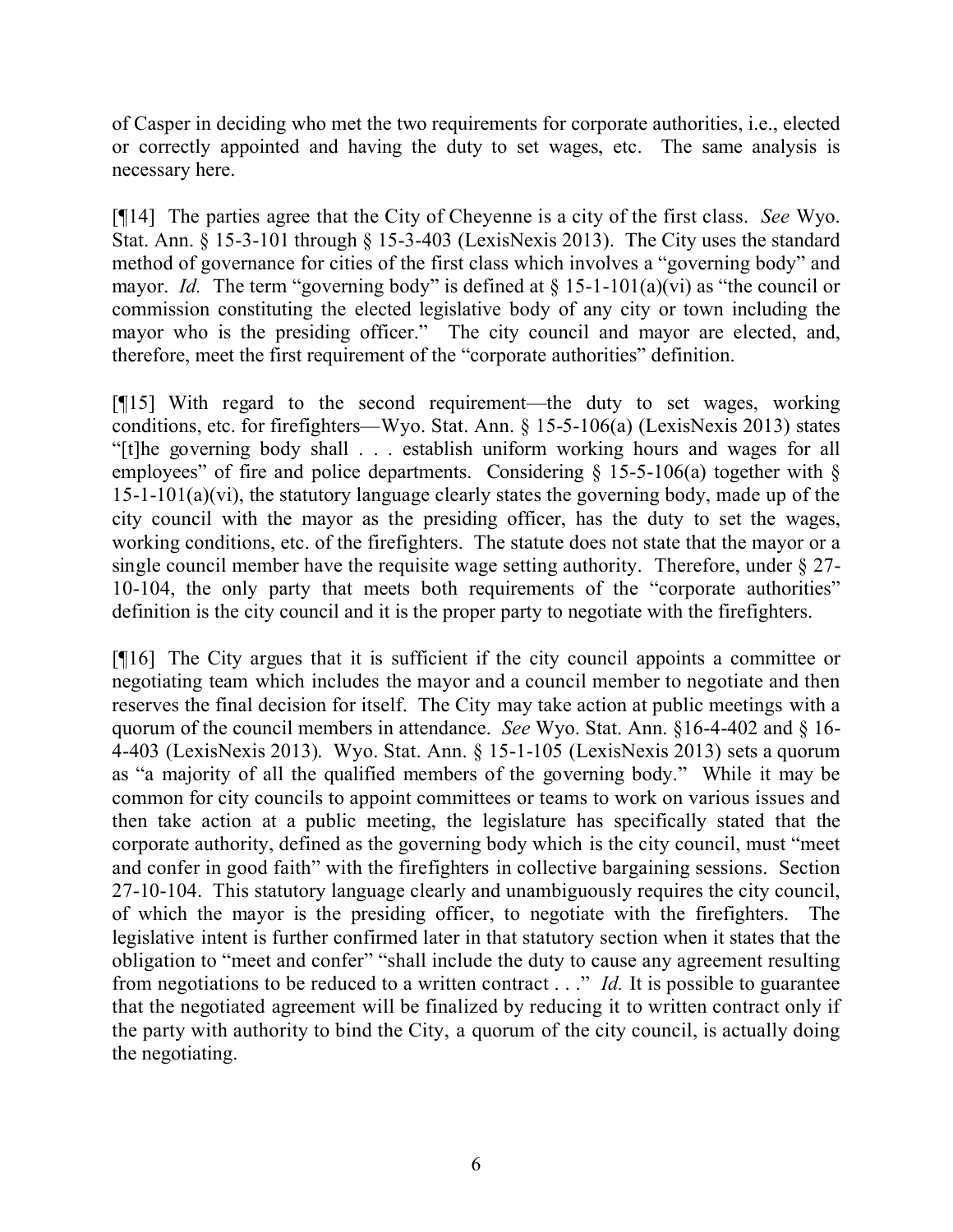of Casper in deciding who met the two requirements for corporate authorities, i.e., elected or correctly appointed and having the duty to set wages, etc. The same analysis is necessary here.

[¶14] The parties agree that the City of Cheyenne is a city of the first class. *See* Wyo. Stat. Ann. § 15-3-101 through § 15-3-403 (LexisNexis 2013). The City uses the standard method of governance for cities of the first class which involves a "governing body" and mayor. *Id.* The term "governing body" is defined at § 15-1-101(a)(vi) as "the council or commission constituting the elected legislative body of any city or town including the mayor who is the presiding officer." The city council and mayor are elected, and, therefore, meet the first requirement of the "corporate authorities" definition.

[¶15] With regard to the second requirement—the duty to set wages, working conditions, etc. for firefighters—Wyo. Stat. Ann. § 15-5-106(a) (LexisNexis 2013) states "[t]he governing body shall . . . establish uniform working hours and wages for all employees" of fire and police departments. Considering § 15-5-106(a) together with § 15-1-101(a)(vi), the statutory language clearly states the governing body, made up of the city council with the mayor as the presiding officer, has the duty to set the wages, working conditions, etc. of the firefighters. The statute does not state that the mayor or a single council member have the requisite wage setting authority. Therefore, under § 27-10-104, the only party that meets both requirements of the "corporate authorities" definition is the city council and it is the proper party to negotiate with the firefighters.

[¶16] The City argues that it is sufficient if the city council appoints a committee or negotiating team which includes the mayor and a council member to negotiate and then reserves the final decision for itself. The City may take action at public meetings with a quorum of the council members in attendance. *See* Wyo. Stat. Ann. §16-4-402 and § 16-4-403 (LexisNexis 2013). Wyo. Stat. Ann. § 15-1-105 (LexisNexis 2013) sets a quorum as "a majority of all the qualified members of the governing body." While it may be common for city councils to appoint committees or teams to work on various issues and then take action at a public meeting, the legislature has specifically stated that the corporate authority, defined as the governing body which is the city council, must "meet and confer in good faith" with the firefighters in collective bargaining sessions. Section 27-10-104. This statutory language clearly and unambiguously requires the city council, of which the mayor is the presiding officer, to negotiate with the firefighters. The legislative intent is further confirmed later in that statutory section when it states that the obligation to "meet and confer" "shall include the duty to cause any agreement resulting from negotiations to be reduced to a written contract . . ." *Id.* It is possible to guarantee that the negotiated agreement will be finalized by reducing it to written contract only if the party with authority to bind the City, a quorum of the city council, is actually doing the negotiating.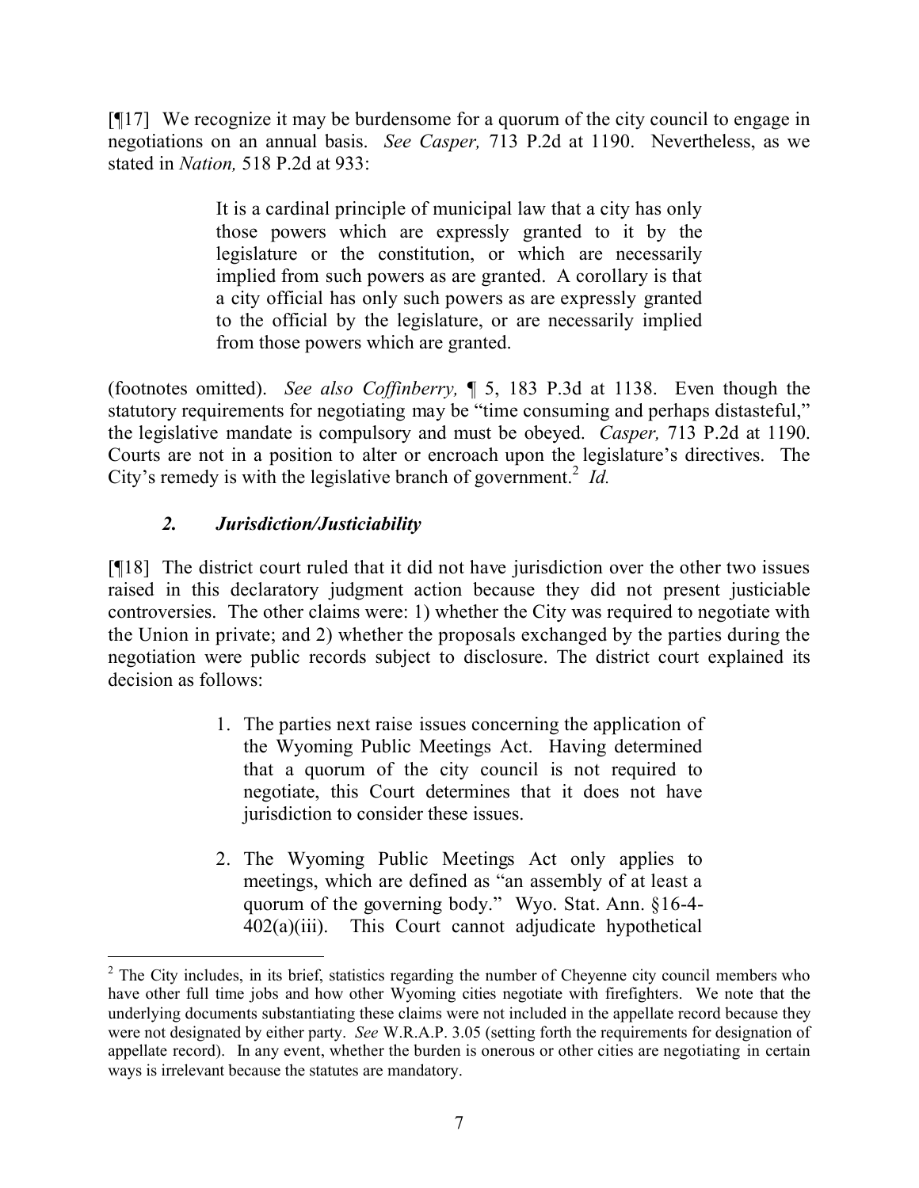[¶17] We recognize it may be burdensome for a quorum of the city council to engage in negotiations on an annual basis. *See Casper,* 713 P.2d at 1190. Nevertheless, as we stated in *Nation,* 518 P.2d at 933:

> It is a cardinal principle of municipal law that a city has only those powers which are expressly granted to it by the legislature or the constitution, or which are necessarily implied from such powers as are granted. A corollary is that a city official has only such powers as are expressly granted to the official by the legislature, or are necessarily implied from those powers which are granted.

(footnotes omitted). *See also Coffinberry,* ¶ 5, 183 P.3d at 1138. Even though the statutory requirements for negotiating may be "time consuming and perhaps distasteful," the legislative mandate is compulsory and must be obeyed. *Casper,* 713 P.2d at 1190. Courts are not in a position to alter or encroach upon the legislature's directives. The City's remedy is with the legislative branch of government.[2] *Id.*

### *2. Jurisdiction/Justiciability*

[¶18] The district court ruled that it did not have jurisdiction over the other two issues raised in this declaratory judgment action because they did not present justiciable controversies. The other claims were: 1) whether the City was required to negotiate with the Union in private; and 2) whether the proposals exchanged by the parties during the negotiation were public records subject to disclosure. The district court explained its decision as follows:

> 1. The parties next raise issues concerning the application of the Wyoming Public Meetings Act. Having determined that a quorum of the city council is not required to negotiate, this Court determines that it does not have jurisdiction to consider these issues.
>
> 2. The Wyoming Public Meetings Act only applies to meetings, which are defined as "an assembly of at least a quorum of the governing body." Wyo. Stat. Ann. §16-4-402(a)(iii). This Court cannot adjudicate hypothetical

---

[2] The City includes, in its brief, statistics regarding the number of Cheyenne city council members who have other full time jobs and how other Wyoming cities negotiate with firefighters. We note that the underlying documents substantiating these claims were not included in the appellate record because they were not designated by either party. *See* W.R.A.P. 3.05 (setting forth the requirements for designation of appellate record). In any event, whether the burden is onerous or other cities are negotiating in certain ways is irrelevant because the statutes are mandatory.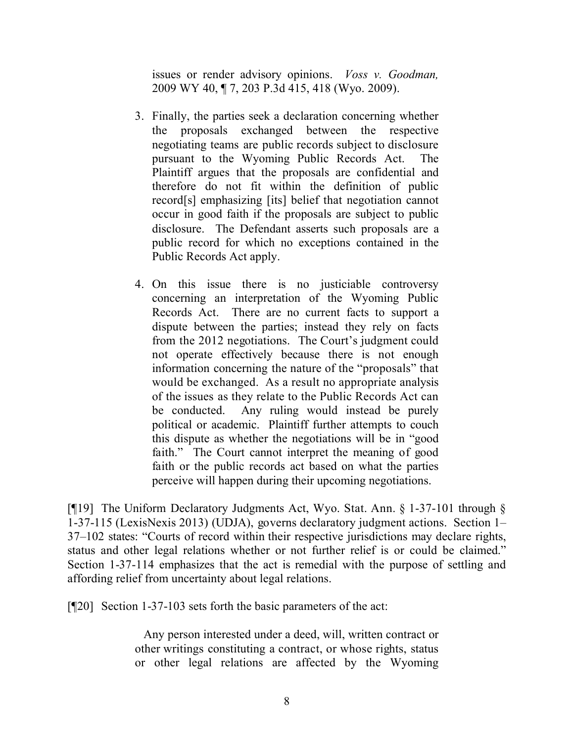issues or render advisory opinions. *Voss v. Goodman,* 2009 WY 40, ¶ 7, 203 P.3d 415, 418 (Wyo. 2009).

> 3. Finally, the parties seek a declaration concerning whether the proposals exchanged between the respective negotiating teams are public records subject to disclosure pursuant to the Wyoming Public Records Act. The Plaintiff argues that the proposals are confidential and therefore do not fit within the definition of public record[s] emphasizing [its] belief that negotiation cannot occur in good faith if the proposals are subject to public disclosure. The Defendant asserts such proposals are a public record for which no exceptions contained in the Public Records Act apply.
>
> 4. On this issue there is no justiciable controversy concerning an interpretation of the Wyoming Public Records Act. There are no current facts to support a dispute between the parties; instead they rely on facts from the 2012 negotiations. The Court's judgment could not operate effectively because there is not enough information concerning the nature of the "proposals" that would be exchanged. As a result no appropriate analysis of the issues as they relate to the Public Records Act can be conducted. Any ruling would instead be purely political or academic. Plaintiff further attempts to couch this dispute as whether the negotiations will be in "good faith." The Court cannot interpret the meaning of good faith or the public records act based on what the parties perceive will happen during their upcoming negotiations.

[¶19] The Uniform Declaratory Judgments Act, Wyo. Stat. Ann. § 1-37-101 through § 1-37-115 (LexisNexis 2013) (UDJA), governs declaratory judgment actions. Section 1–37–102 states: "Courts of record within their respective jurisdictions may declare rights, status and other legal relations whether or not further relief is or could be claimed." Section 1-37-114 emphasizes that the act is remedial with the purpose of settling and affording relief from uncertainty about legal relations.

[¶20] Section 1-37-103 sets forth the basic parameters of the act:

> Any person interested under a deed, will, written contract or other writings constituting a contract, or whose rights, status or other legal relations are affected by the Wyoming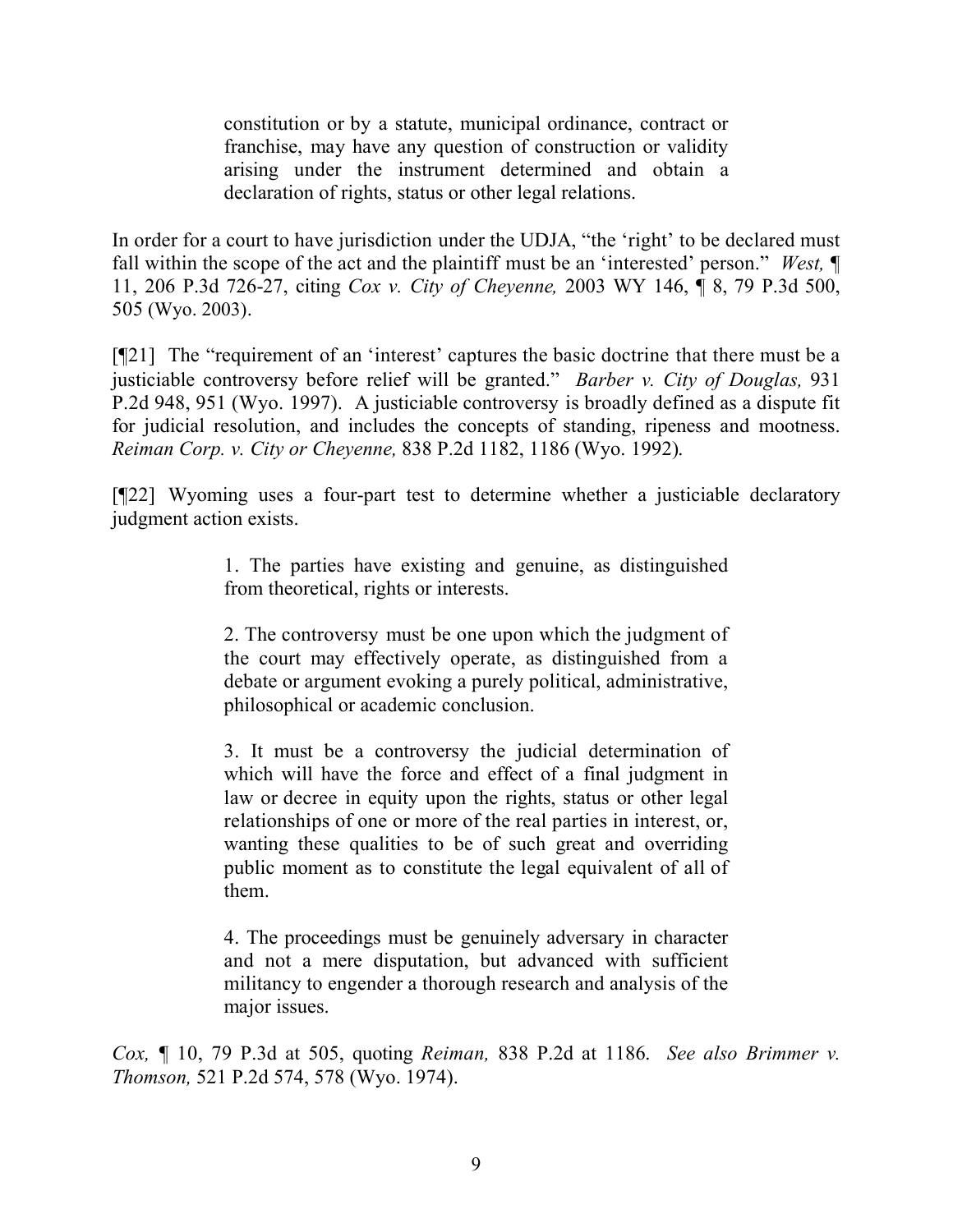> constitution or by a statute, municipal ordinance, contract or franchise, may have any question of construction or validity arising under the instrument determined and obtain a declaration of rights, status or other legal relations.

In order for a court to have jurisdiction under the UDJA, "the 'right' to be declared must fall within the scope of the act and the plaintiff must be an 'interested' person." *West,* ¶ 11, 206 P.3d 726-27, citing *Cox v. City of Cheyenne,* 2003 WY 146, ¶ 8, 79 P.3d 500, 505 (Wyo. 2003).

[¶21] The "requirement of an 'interest' captures the basic doctrine that there must be a justiciable controversy before relief will be granted." *Barber v. City of Douglas,* 931 P.2d 948, 951 (Wyo. 1997). A justiciable controversy is broadly defined as a dispute fit for judicial resolution, and includes the concepts of standing, ripeness and mootness. *Reiman Corp. v. City or Cheyenne,* 838 P.2d 1182, 1186 (Wyo. 1992).

[¶22] Wyoming uses a four-part test to determine whether a justiciable declaratory judgment action exists.

> 1. The parties have existing and genuine, as distinguished from theoretical, rights or interests.
>
> 2. The controversy must be one upon which the judgment of the court may effectively operate, as distinguished from a debate or argument evoking a purely political, administrative, philosophical or academic conclusion.
>
> 3. It must be a controversy the judicial determination of which will have the force and effect of a final judgment in law or decree in equity upon the rights, status or other legal relationships of one or more of the real parties in interest, or, wanting these qualities to be of such great and overriding public moment as to constitute the legal equivalent of all of them.
>
> 4. The proceedings must be genuinely adversary in character and not a mere disputation, but advanced with sufficient militancy to engender a thorough research and analysis of the major issues.

*Cox,* ¶ 10, 79 P.3d at 505, quoting *Reiman,* 838 P.2d at 1186. *See also Brimmer v. Thomson,* 521 P.2d 574, 578 (Wyo. 1974).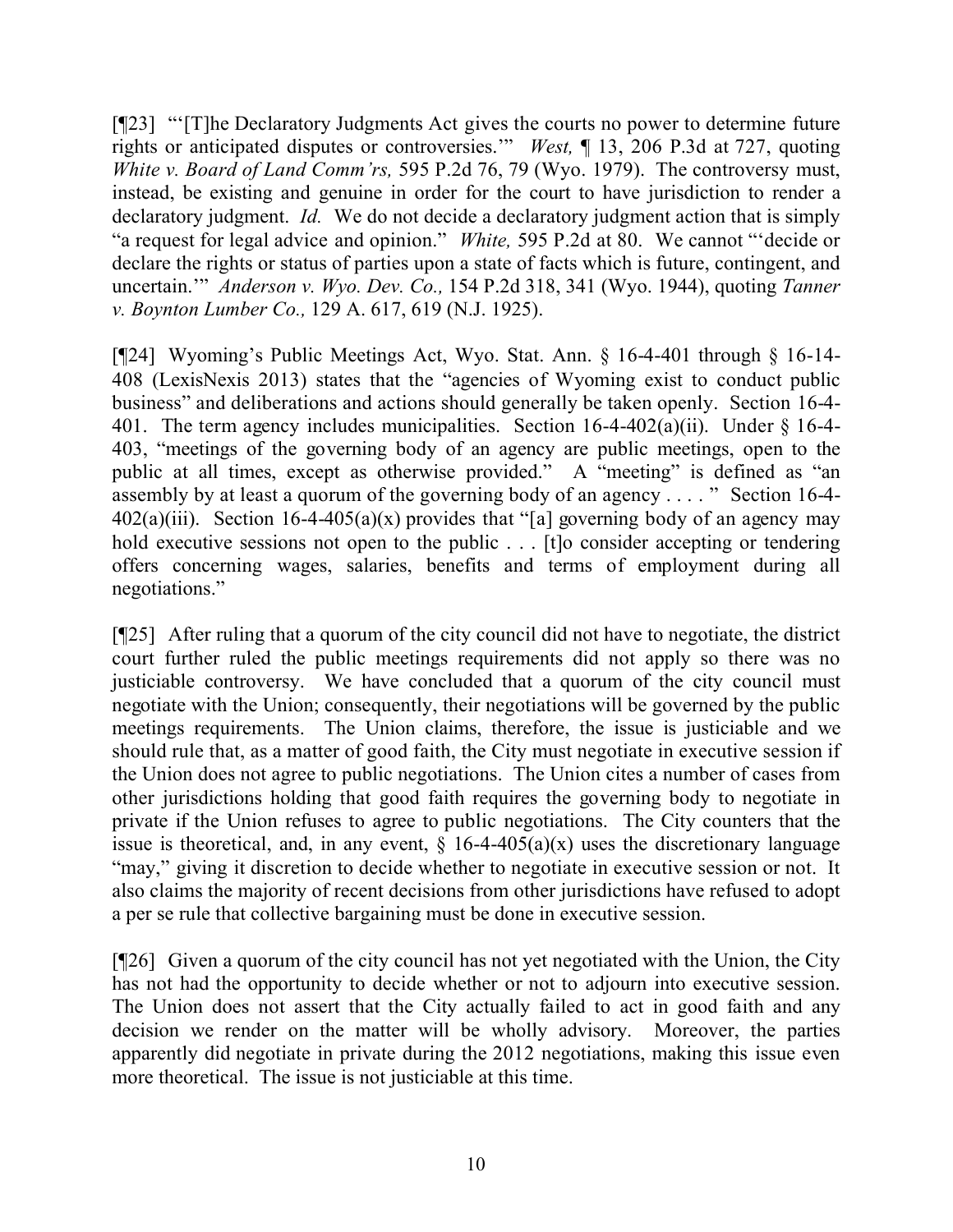[¶23] "'[T]he Declaratory Judgments Act gives the courts no power to determine future rights or anticipated disputes or controversies.'" *West,* ¶ 13, 206 P.3d at 727, quoting *White v. Board of Land Comm'rs,* 595 P.2d 76, 79 (Wyo. 1979). The controversy must, instead, be existing and genuine in order for the court to have jurisdiction to render a declaratory judgment. *Id.* We do not decide a declaratory judgment action that is simply "a request for legal advice and opinion." *White,* 595 P.2d at 80. We cannot "'decide or declare the rights or status of parties upon a state of facts which is future, contingent, and uncertain.'" *Anderson v. Wyo. Dev. Co.,* 154 P.2d 318, 341 (Wyo. 1944), quoting *Tanner v. Boynton Lumber Co.,* 129 A. 617, 619 (N.J. 1925).

[¶24] Wyoming's Public Meetings Act, Wyo. Stat. Ann. § 16-4-401 through § 16-14-408 (LexisNexis 2013) states that the "agencies of Wyoming exist to conduct public business" and deliberations and actions should generally be taken openly. Section 16-4-401. The term agency includes municipalities. Section 16-4-402(a)(ii). Under § 16-4-403, "meetings of the governing body of an agency are public meetings, open to the public at all times, except as otherwise provided." A "meeting" is defined as "an assembly by at least a quorum of the governing body of an agency . . . . " Section 16-4-402(a)(iii). Section 16-4-405(a)(x) provides that "[a] governing body of an agency may hold executive sessions not open to the public . . . [t]o consider accepting or tendering offers concerning wages, salaries, benefits and terms of employment during all negotiations."

[¶25] After ruling that a quorum of the city council did not have to negotiate, the district court further ruled the public meetings requirements did not apply so there was no justiciable controversy. We have concluded that a quorum of the city council must negotiate with the Union; consequently, their negotiations will be governed by the public meetings requirements. The Union claims, therefore, the issue is justiciable and we should rule that, as a matter of good faith, the City must negotiate in executive session if the Union does not agree to public negotiations. The Union cites a number of cases from other jurisdictions holding that good faith requires the governing body to negotiate in private if the Union refuses to agree to public negotiations. The City counters that the issue is theoretical, and, in any event, § 16-4-405(a)(x) uses the discretionary language "may," giving it discretion to decide whether to negotiate in executive session or not. It also claims the majority of recent decisions from other jurisdictions have refused to adopt a per se rule that collective bargaining must be done in executive session.

[¶26] Given a quorum of the city council has not yet negotiated with the Union, the City has not had the opportunity to decide whether or not to adjourn into executive session. The Union does not assert that the City actually failed to act in good faith and any decision we render on the matter will be wholly advisory. Moreover, the parties apparently did negotiate in private during the 2012 negotiations, making this issue even more theoretical. The issue is not justiciable at this time.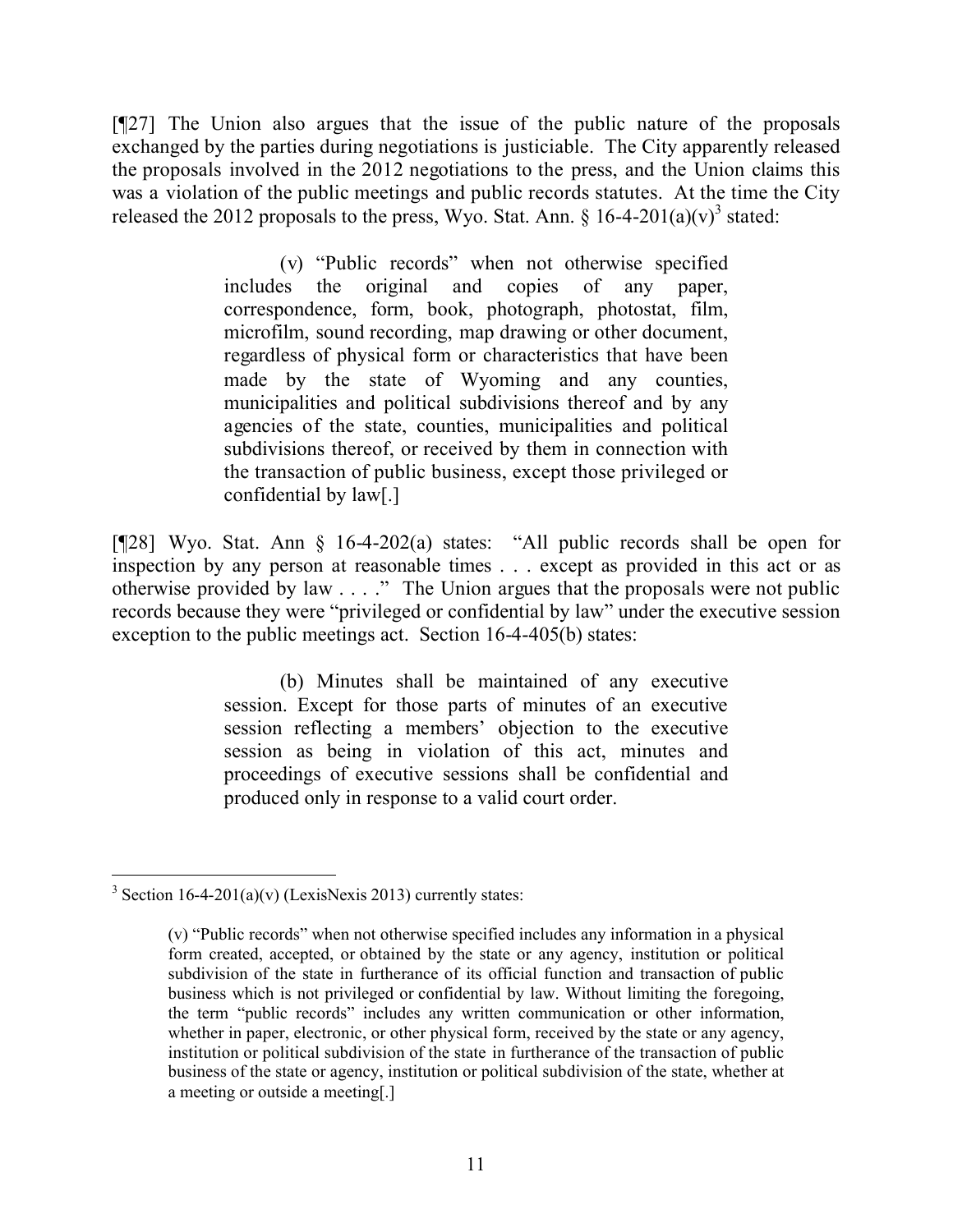[¶27] The Union also argues that the issue of the public nature of the proposals exchanged by the parties during negotiations is justiciable. The City apparently released the proposals involved in the 2012 negotiations to the press, and the Union claims this was a violation of the public meetings and public records statutes. At the time the City released the 2012 proposals to the press, Wyo. Stat. Ann. § 16-4-201(a)(v)[3] stated:

> (v) "Public records" when not otherwise specified includes the original and copies of any paper, correspondence, form, book, photograph, photostat, film, microfilm, sound recording, map drawing or other document, regardless of physical form or characteristics that have been made by the state of Wyoming and any counties, municipalities and political subdivisions thereof and by any agencies of the state, counties, municipalities and political subdivisions thereof, or received by them in connection with the transaction of public business, except those privileged or confidential by law[.]

[¶28] Wyo. Stat. Ann § 16-4-202(a) states: "All public records shall be open for inspection by any person at reasonable times . . . except as provided in this act or as otherwise provided by law . . . ." The Union argues that the proposals were not public records because they were "privileged or confidential by law" under the executive session exception to the public meetings act. Section 16-4-405(b) states:

> (b) Minutes shall be maintained of any executive session. Except for those parts of minutes of an executive session reflecting a members' objection to the executive session as being in violation of this act, minutes and proceedings of executive sessions shall be confidential and produced only in response to a valid court order.

---

[3] Section 16-4-201(a)(v) (LexisNexis 2013) currently states:

> (v) "Public records" when not otherwise specified includes any information in a physical form created, accepted, or obtained by the state or any agency, institution or political subdivision of the state in furtherance of its official function and transaction of public business which is not privileged or confidential by law. Without limiting the foregoing, the term "public records" includes any written communication or other information, whether in paper, electronic, or other physical form, received by the state or any agency, institution or political subdivision of the state in furtherance of the transaction of public business of the state or agency, institution or political subdivision of the state, whether at a meeting or outside a meeting[.]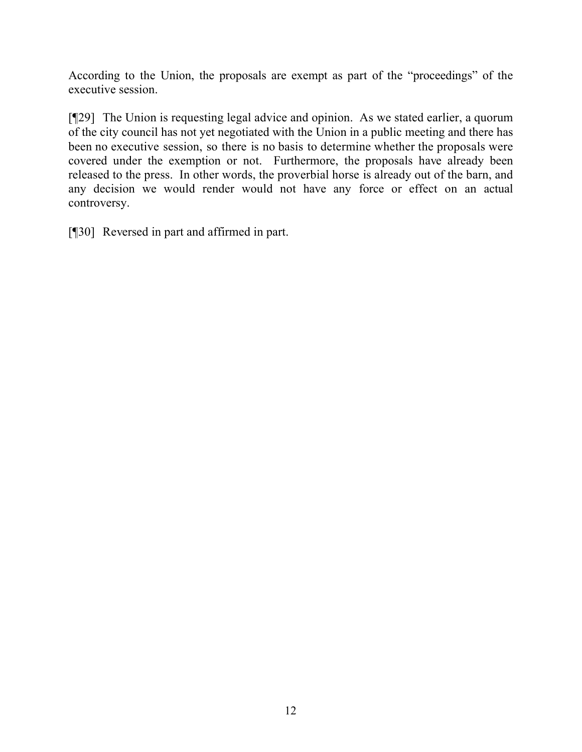According to the Union, the proposals are exempt as part of the "proceedings" of the executive session.

[¶29] The Union is requesting legal advice and opinion. As we stated earlier, a quorum of the city council has not yet negotiated with the Union in a public meeting and there has been no executive session, so there is no basis to determine whether the proposals were covered under the exemption or not. Furthermore, the proposals have already been released to the press. In other words, the proverbial horse is already out of the barn, and any decision we would render would not have any force or effect on an actual controversy.

[¶30] Reversed in part and affirmed in part.